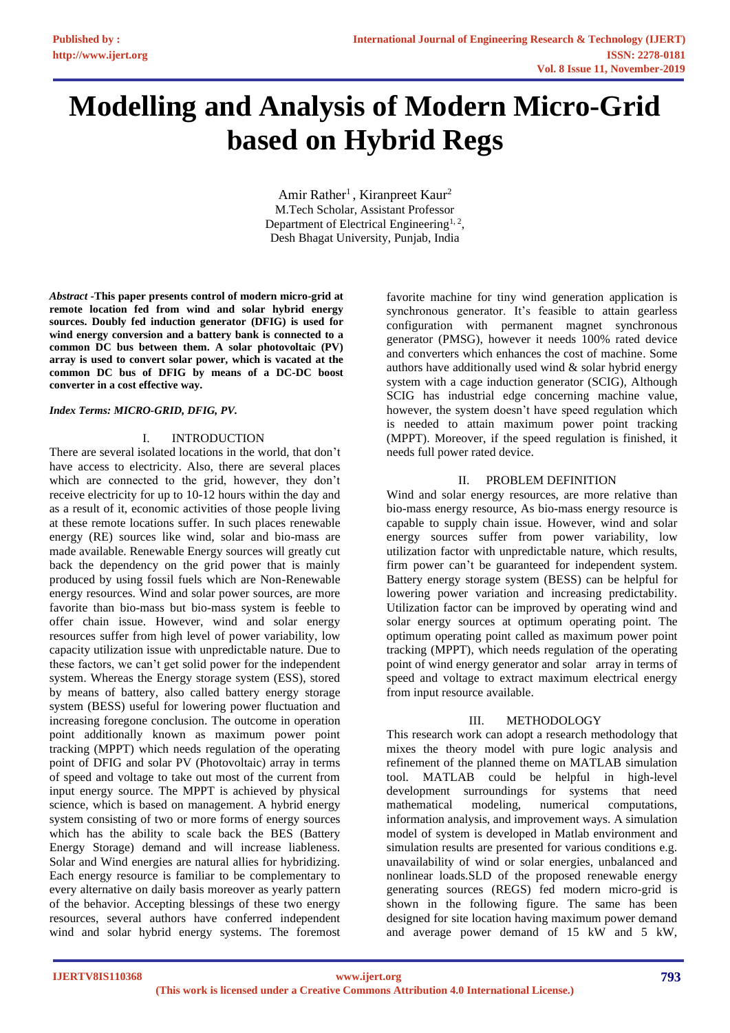# Modelling and Analysis of Modern Micro-Grid based on Hybrid Regs

Amir Rather[1] , Kiranpreet Kaur[2]
M.Tech Scholar, Assistant Professor
Department of Electrical Engineering[1, 2],
Desh Bhagat University, Punjab, India

***Abstract* -This paper presents control of modern micro-grid at remote location fed from wind and solar hybrid energy sources. Doubly fed induction generator (DFIG) is used for wind energy conversion and a battery bank is connected to a common DC bus between them. A solar photovoltaic (PV) array is used to convert solar power, which is vacated at the common DC bus of DFIG by means of a DC-DC boost converter in a cost effective way.**

***Index Terms: MICRO-GRID, DFIG, PV.***

## I. INTRODUCTION

There are several isolated locations in the world, that don't have access to electricity. Also, there are several places which are connected to the grid, however, they don't receive electricity for up to 10-12 hours within the day and as a result of it, economic activities of those people living at these remote locations suffer. In such places renewable energy (RE) sources like wind, solar and bio-mass are made available. Renewable Energy sources will greatly cut back the dependency on the grid power that is mainly produced by using fossil fuels which are Non-Renewable energy resources. Wind and solar power sources, are more favorite than bio-mass but bio-mass system is feeble to offer chain issue. However, wind and solar energy resources suffer from high level of power variability, low capacity utilization issue with unpredictable nature. Due to these factors, we can't get solid power for the independent system. Whereas the Energy storage system (ESS), stored by means of battery, also called battery energy storage system (BESS) useful for lowering power fluctuation and increasing foregone conclusion. The outcome in operation point additionally known as maximum power point tracking (MPPT) which needs regulation of the operating point of DFIG and solar PV (Photovoltaic) array in terms of speed and voltage to take out most of the current from input energy source. The MPPT is achieved by physical science, which is based on management. A hybrid energy system consisting of two or more forms of energy sources which has the ability to scale back the BES (Battery Energy Storage) demand and will increase liableness. Solar and Wind energies are natural allies for hybridizing. Each energy resource is familiar to be complementary to every alternative on daily basis moreover as yearly pattern of the behavior. Accepting blessings of these two energy resources, several authors have conferred independent wind and solar hybrid energy systems. The foremost favorite machine for tiny wind generation application is synchronous generator. It's feasible to attain gearless configuration with permanent magnet synchronous generator (PMSG), however it needs 100% rated device and converters which enhances the cost of machine. Some authors have additionally used wind & solar hybrid energy system with a cage induction generator (SCIG), Although SCIG has industrial edge concerning machine value, however, the system doesn't have speed regulation which is needed to attain maximum power point tracking (MPPT). Moreover, if the speed regulation is finished, it needs full power rated device.

## II. PROBLEM DEFINITION

Wind and solar energy resources, are more relative than bio-mass energy resource, As bio-mass energy resource is capable to supply chain issue. However, wind and solar energy sources suffer from power variability, low utilization factor with unpredictable nature, which results, firm power can't be guaranteed for independent system. Battery energy storage system (BESS) can be helpful for lowering power variation and increasing predictability. Utilization factor can be improved by operating wind and solar energy sources at optimum operating point. The optimum operating point called as maximum power point tracking (MPPT), which needs regulation of the operating point of wind energy generator and solar array in terms of speed and voltage to extract maximum electrical energy from input resource available.

## III. METHODOLOGY

This research work can adopt a research methodology that mixes the theory model with pure logic analysis and refinement of the planned theme on MATLAB simulation tool. MATLAB could be helpful in high-level development surroundings for systems that need mathematical modeling, numerical computations, information analysis, and improvement ways. A simulation model of system is developed in Matlab environment and simulation results are presented for various conditions e.g. unavailability of wind or solar energies, unbalanced and nonlinear loads.SLD of the proposed renewable energy generating sources (REGS) fed modern micro-grid is shown in the following figure. The same has been designed for site location having maximum power demand and average power demand of 15 kW and 5 kW,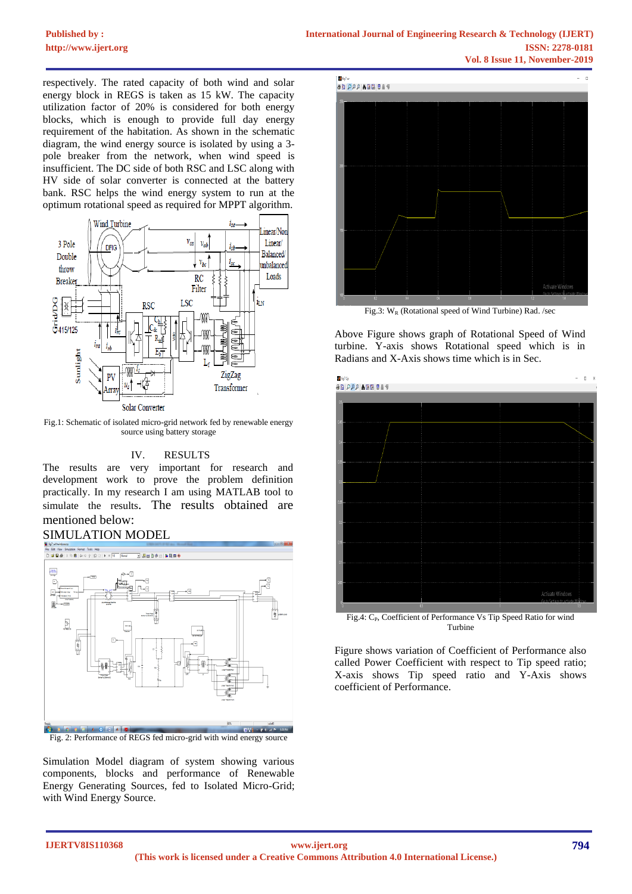respectively. The rated capacity of both wind and solar energy block in REGS is taken as 15 kW. The capacity utilization factor of 20% is considered for both energy blocks, which is enough to provide full day energy requirement of the habitation. As shown in the schematic diagram, the wind energy source is isolated by using a 3-pole breaker from the network, when wind speed is insufficient. The DC side of both RSC and LSC along with HV side of solar converter is connected at the battery bank. RSC helps the wind energy system to run at the optimum rotational speed as required for MPPT algorithm.

Fig.1: Schematic of isolated micro-grid network fed by renewable energy source using battery storage

## IV. RESULTS

The results are very important for research and development work to prove the problem definition practically. In my research I am using MATLAB tool to simulate the results. The results obtained are mentioned below:

## SIMULATION MODEL

Fig. 2: Performance of REGS fed micro-grid with wind energy source

Simulation Model diagram of system showing various components, blocks and performance of Renewable Energy Generating Sources, fed to Isolated Micro-Grid; with Wind Energy Source.

Fig.3: $W_R$ (Rotational speed of Wind Turbine) Rad. /sec

Above Figure shows graph of Rotational Speed of Wind turbine. Y-axis shows Rotational speed which is in Radians and X-Axis shows time which is in Sec.

Fig.4: $C_P$, Coefficient of Performance Vs Tip Speed Ratio for wind Turbine

Figure shows variation of Coefficient of Performance also called Power Coefficient with respect to Tip speed ratio; X-axis shows Tip speed ratio and Y-Axis shows coefficient of Performance.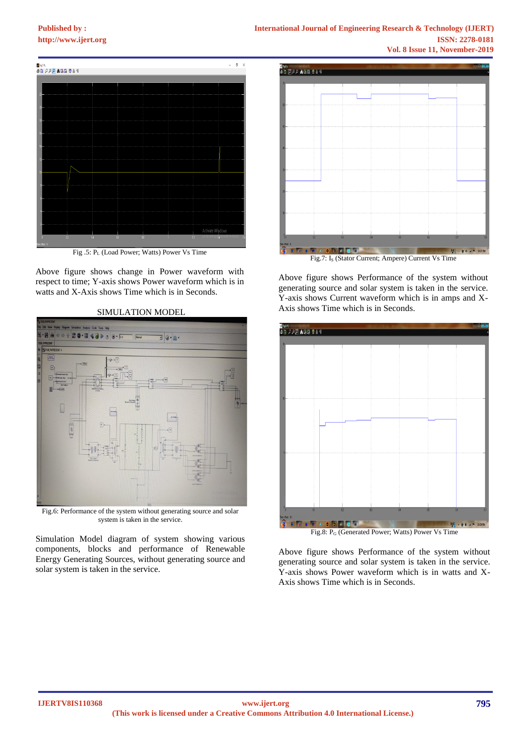Fig .5: $P_L$ (Load Power; Watts) Power Vs Time

Above figure shows change in Power waveform with respect to time; Y-axis shows Power waveform which is in watts and X-Axis shows Time which is in Seconds.

SIMULATION MODEL

Fig.6: Performance of the system without generating source and solar system is taken in the service.

Simulation Model diagram of system showing various components, blocks and performance of Renewable Energy Generating Sources, without generating source and solar system is taken in the service.

Fig.7: $I_S$ (Stator Current; Ampere) Current Vs Time

Above figure shows Performance of the system without generating source and solar system is taken in the service. Y-axis shows Current waveform which is in amps and X-Axis shows Time which is in Seconds.

Fig.8: $P_G$ (Generated Power; Watts) Power Vs Time

Above figure shows Performance of the system without generating source and solar system is taken in the service. Y-axis shows Power waveform which is in watts and X-Axis shows Time which is in Seconds.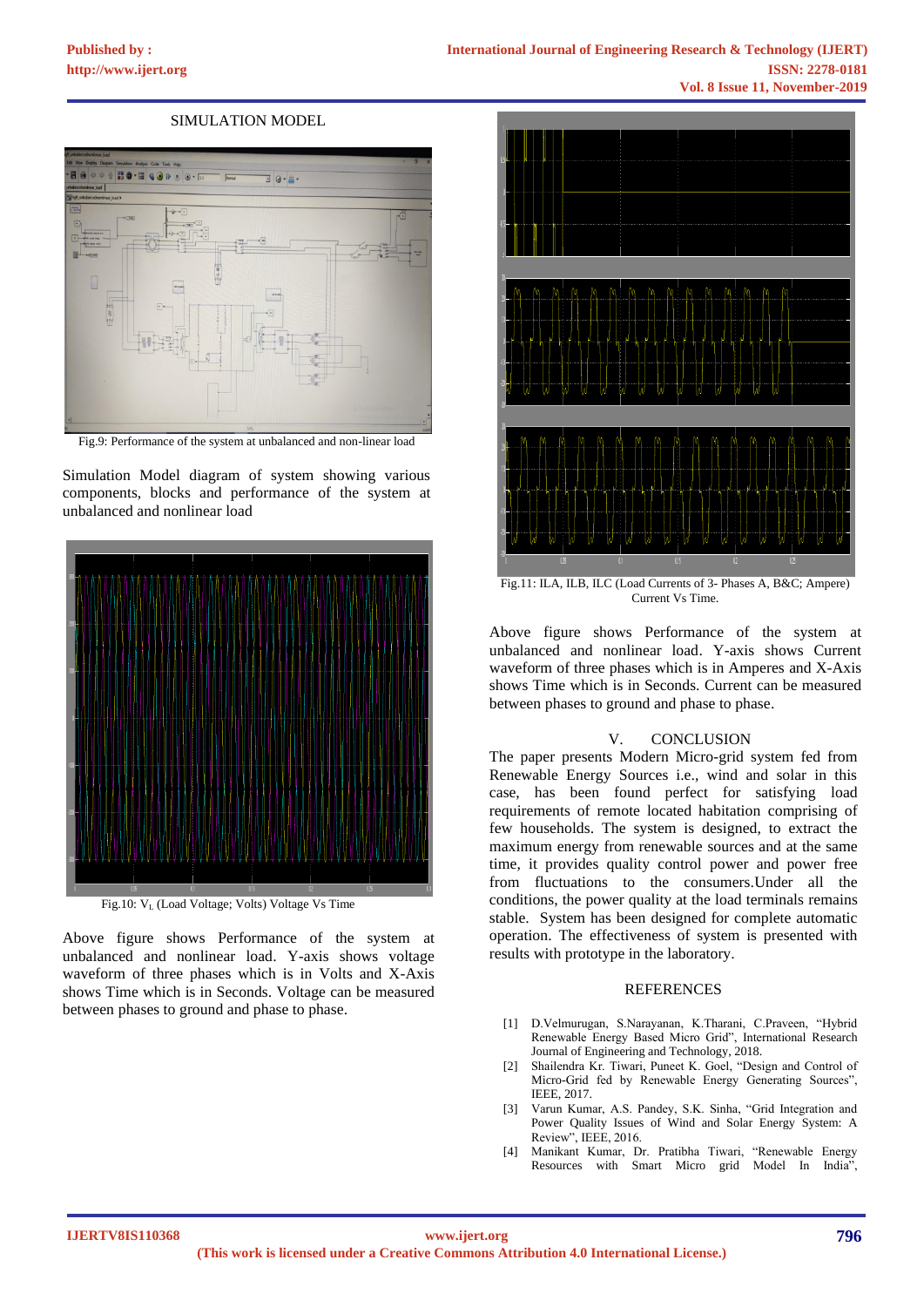## SIMULATION MODEL

Fig.9: Performance of the system at unbalanced and non-linear load

Simulation Model diagram of system showing various components, blocks and performance of the system at unbalanced and nonlinear load

Fig.10: $V_L$ (Load Voltage; Volts) Voltage Vs Time

Above figure shows Performance of the system at unbalanced and nonlinear load. Y-axis shows voltage waveform of three phases which is in Volts and X-Axis shows Time which is in Seconds. Voltage can be measured between phases to ground and phase to phase.

Fig.11: ILA, ILB, ILC (Load Currents of 3- Phases A, B&C; Ampere) Current Vs Time.

Above figure shows Performance of the system at unbalanced and nonlinear load. Y-axis shows Current waveform of three phases which is in Amperes and X-Axis shows Time which is in Seconds. Current can be measured between phases to ground and phase to phase.

## V. CONCLUSION

The paper presents Modern Micro-grid system fed from Renewable Energy Sources i.e., wind and solar in this case, has been found perfect for satisfying load requirements of remote located habitation comprising of few households. The system is designed, to extract the maximum energy from renewable sources and at the same time, it provides quality control power and power free from fluctuations to the consumers.Under all the conditions, the power quality at the load terminals remains stable. System has been designed for complete automatic operation. The effectiveness of system is presented with results with prototype in the laboratory.

## REFERENCES

[1] D.Velmurugan, S.Narayanan, K.Tharani, C.Praveen, "Hybrid Renewable Energy Based Micro Grid", International Research Journal of Engineering and Technology, 2018.

[2] Shailendra Kr. Tiwari, Puneet K. Goel, "Design and Control of Micro-Grid fed by Renewable Energy Generating Sources", IEEE, 2017.

[3] Varun Kumar, A.S. Pandey, S.K. Sinha, "Grid Integration and Power Quality Issues of Wind and Solar Energy System: A Review", IEEE, 2016.

[4] Manikant Kumar, Dr. Pratibha Tiwari, "Renewable Energy Resources with Smart Micro grid Model In India",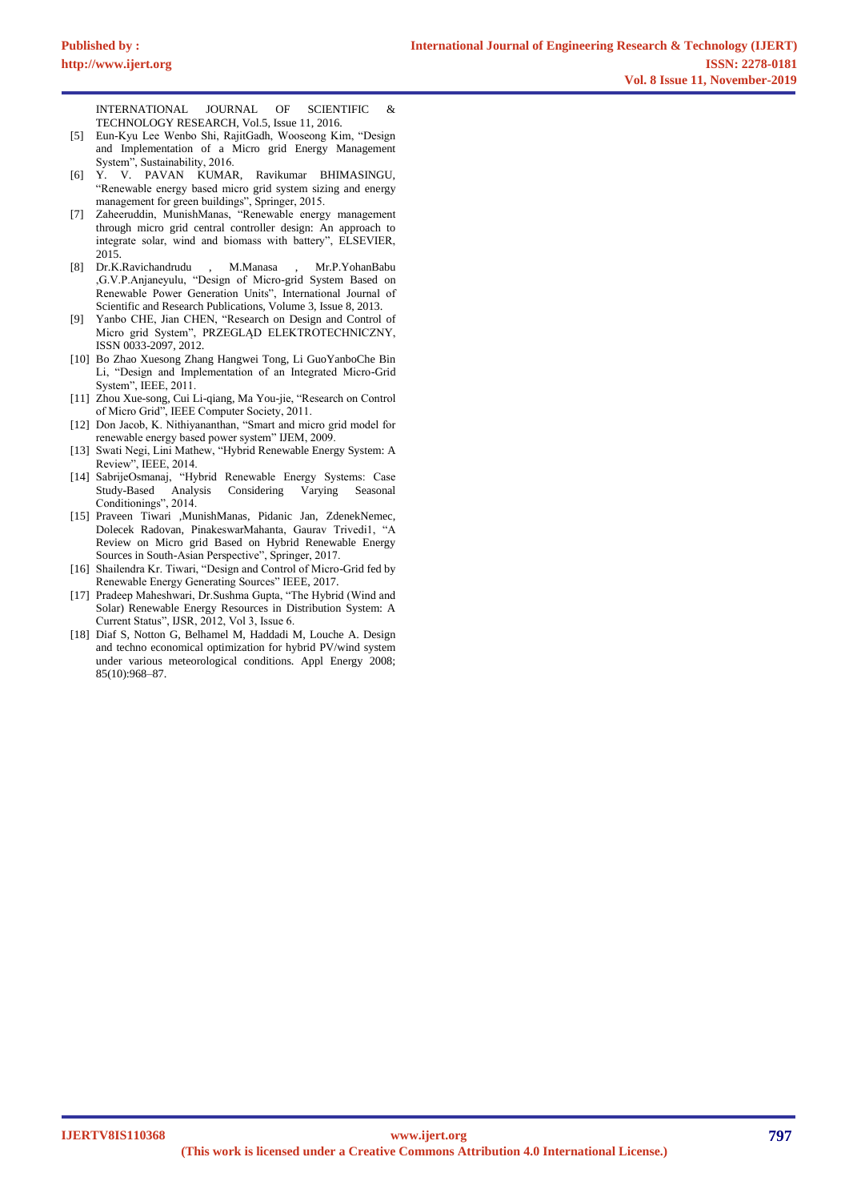INTERNATIONAL JOURNAL OF SCIENTIFIC & TECHNOLOGY RESEARCH, Vol.5, Issue 11, 2016.

[5] Eun-Kyu Lee Wenbo Shi, RajitGadh, Wooseong Kim, "Design and Implementation of a Micro grid Energy Management System", Sustainability, 2016.

[6] Y. V. PAVAN KUMAR, Ravikumar BHIMASINGU, "Renewable energy based micro grid system sizing and energy management for green buildings", Springer, 2015.

[7] Zaheeruddin, MunishManas, "Renewable energy management through micro grid central controller design: An approach to integrate solar, wind and biomass with battery", ELSEVIER, 2015.

[8] Dr.K.Ravichandrudu , M.Manasa , Mr.P.YohanBabu ,G.V.P.Anjaneyulu, "Design of Micro-grid System Based on Renewable Power Generation Units", International Journal of Scientific and Research Publications, Volume 3, Issue 8, 2013.

[9] Yanbo CHE, Jian CHEN, "Research on Design and Control of Micro grid System", PRZEGLĄD ELEKTROTECHNICZNY, ISSN 0033-2097, 2012.

[10] Bo Zhao Xuesong Zhang Hangwei Tong, Li GuoYanboChe Bin Li, "Design and Implementation of an Integrated Micro-Grid System", IEEE, 2011.

[11] Zhou Xue-song, Cui Li-qiang, Ma You-jie, "Research on Control of Micro Grid", IEEE Computer Society, 2011.

[12] Don Jacob, K. Nithiyananthan, "Smart and micro grid model for renewable energy based power system" IJEM, 2009.

[13] Swati Negi, Lini Mathew, "Hybrid Renewable Energy System: A Review", IEEE, 2014.

[14] SabrijeOsmanaj, "Hybrid Renewable Energy Systems: Case Study-Based Analysis Considering Varying Seasonal Conditionings", 2014.

[15] Praveen Tiwari ,MunishManas, Pidanic Jan, ZdenekNemec, Dolecek Radovan, PinakeswarMahanta, Gaurav Trivedi1, "A Review on Micro grid Based on Hybrid Renewable Energy Sources in South-Asian Perspective", Springer, 2017.

[16] Shailendra Kr. Tiwari, "Design and Control of Micro-Grid fed by Renewable Energy Generating Sources" IEEE, 2017.

[17] Pradeep Maheshwari, Dr.Sushma Gupta, "The Hybrid (Wind and Solar) Renewable Energy Resources in Distribution System: A Current Status", IJSR, 2012, Vol 3, Issue 6.

[18] Diaf S, Notton G, Belhamel M, Haddadi M, Louche A. Design and techno economical optimization for hybrid PV/wind system under various meteorological conditions. Appl Energy 2008; 85(10):968–87.